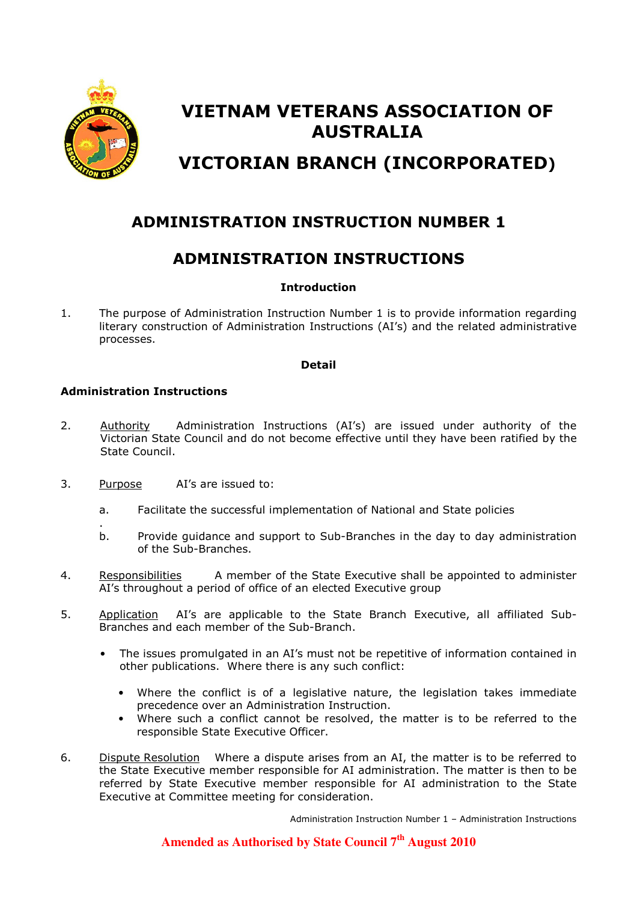# VIETNAM VETERANS ASSOCIATION OF AUSTRALIA

# VICTORIAN BRANCH (INCORPORATED)

## ADMINISTRATION INSTRUCTION NUMBER 1

## ADMINISTRATION INSTRUCTIONS

### Introduction

1. The purpose of Administration Instruction Number 1 is to provide information regarding literary construction of Administration Instructions (AI's) and the related administrative processes.

### Detail

**Administration Instructions**

2. Authority Administration Instructions (AI's) are issued under authority of the Victorian State Council and do not become effective until they have been ratified by the State Council.

3. Purpose AI's are issued to:

   a. Facilitate the successful implementation of National and State policies
   .
   b. Provide guidance and support to Sub-Branches in the day to day administration of the Sub-Branches.

4. Responsibilities A member of the State Executive shall be appointed to administer AI's throughout a period of office of an elected Executive group

5. Application AI's are applicable to the State Branch Executive, all affiliated Sub-Branches and each member of the Sub-Branch.

   - The issues promulgated in an AI's must not be repetitive of information contained in other publications. Where there is any such conflict:
     - Where the conflict is of a legislative nature, the legislation takes immediate precedence over an Administration Instruction.
     - Where such a conflict cannot be resolved, the matter is to be referred to the responsible State Executive Officer.

6. Dispute Resolution Where a dispute arises from an AI, the matter is to be referred to the State Executive member responsible for AI administration. The matter is then to be referred by State Executive member responsible for AI administration to the State Executive at Committee meeting for consideration.

Amended as Authorised by State Council 7th August 2010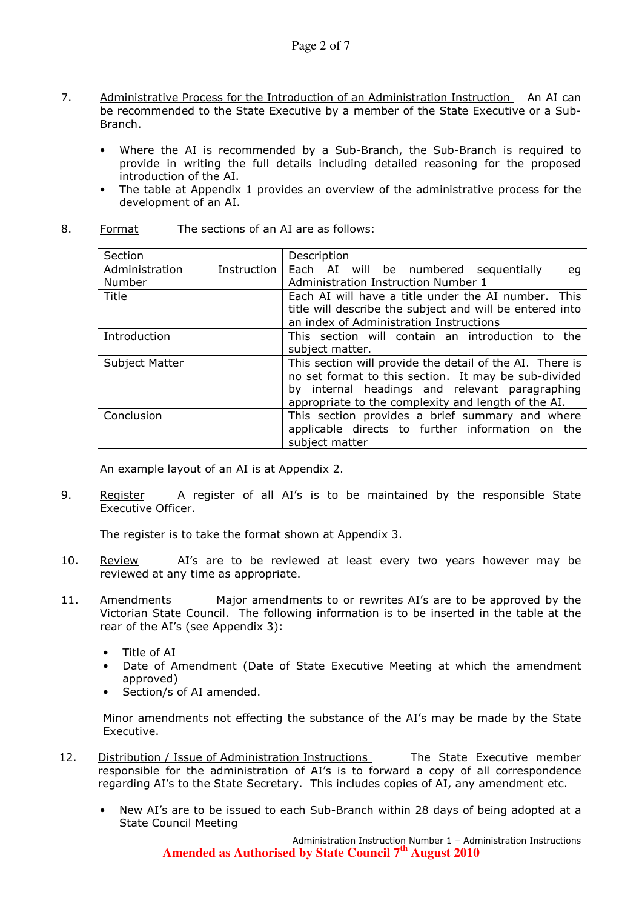7. <u>Administrative Process for the Introduction of an Administration Instruction</u> An AI can be recommended to the State Executive by a member of the State Executive or a Sub-Branch.

   - Where the AI is recommended by a Sub-Branch, the Sub-Branch is required to provide in writing the full details including detailed reasoning for the proposed introduction of the AI.
   - The table at Appendix 1 provides an overview of the administrative process for the development of an AI.

8. <u>Format</u> The sections of an AI are as follows:

| Section | Description |
|---|---|
| Administration Instruction Number | Each AI will be numbered sequentially eg Administration Instruction Number 1 |
| Title | Each AI will have a title under the AI number. This title will describe the subject and will be entered into an index of Administration Instructions |
| Introduction | This section will contain an introduction to the subject matter. |
| Subject Matter | This section will provide the detail of the AI. There is no set format to this section. It may be sub-divided by internal headings and relevant paragraphing appropriate to the complexity and length of the AI. |
| Conclusion | This section provides a brief summary and where applicable directs to further information on the subject matter |

   An example layout of an AI is at Appendix 2.

9. <u>Register</u> A register of all AI's is to be maintained by the responsible State Executive Officer.

   The register is to take the format shown at Appendix 3.

10. <u>Review</u> AI's are to be reviewed at least every two years however may be reviewed at any time as appropriate.

11. <u>Amendments</u> Major amendments to or rewrites AI's are to be approved by the Victorian State Council. The following information is to be inserted in the table at the rear of the AI's (see Appendix 3):

    - Title of AI
    - Date of Amendment (Date of State Executive Meeting at which the amendment approved)
    - Section/s of AI amended.

    Minor amendments not effecting the substance of the AI's may be made by the State Executive.

12. <u>Distribution / Issue of Administration Instructions</u> The State Executive member responsible for the administration of AI's is to forward a copy of all correspondence regarding AI's to the State Secretary. This includes copies of AI, any amendment etc.

    - New AI's are to be issued to each Sub-Branch within 28 days of being adopted at a State Council Meeting

Administration Instruction Number 1 – Administration Instructions

**Amended as Authorised by State Council 7th August 2010**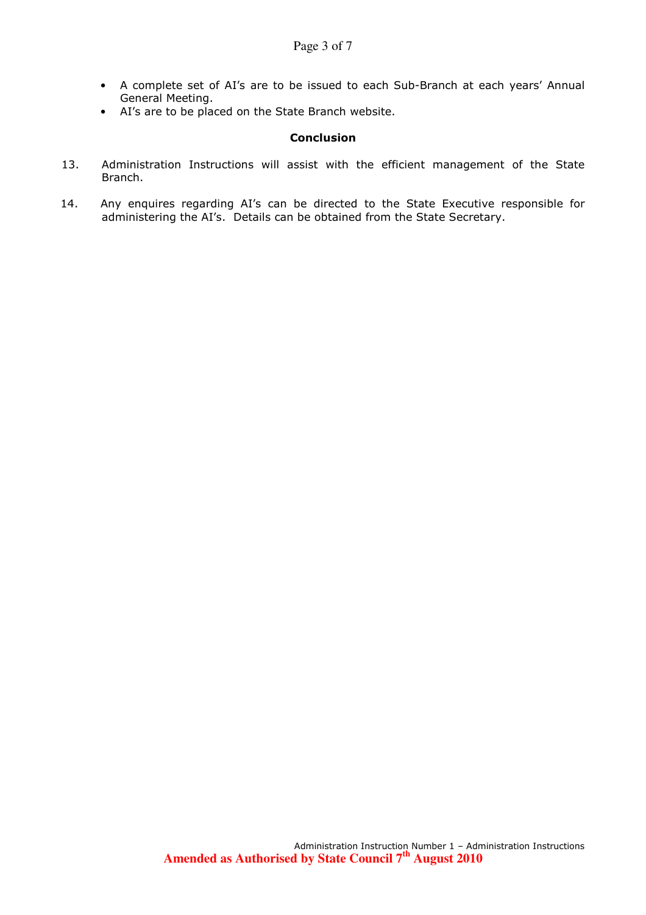- A complete set of AI's are to be issued to each Sub-Branch at each years' Annual General Meeting.
- AI's are to be placed on the State Branch website.

**Conclusion**

13. Administration Instructions will assist with the efficient management of the State Branch.

14. Any enquires regarding AI's can be directed to the State Executive responsible for administering the AI's. Details can be obtained from the State Secretary.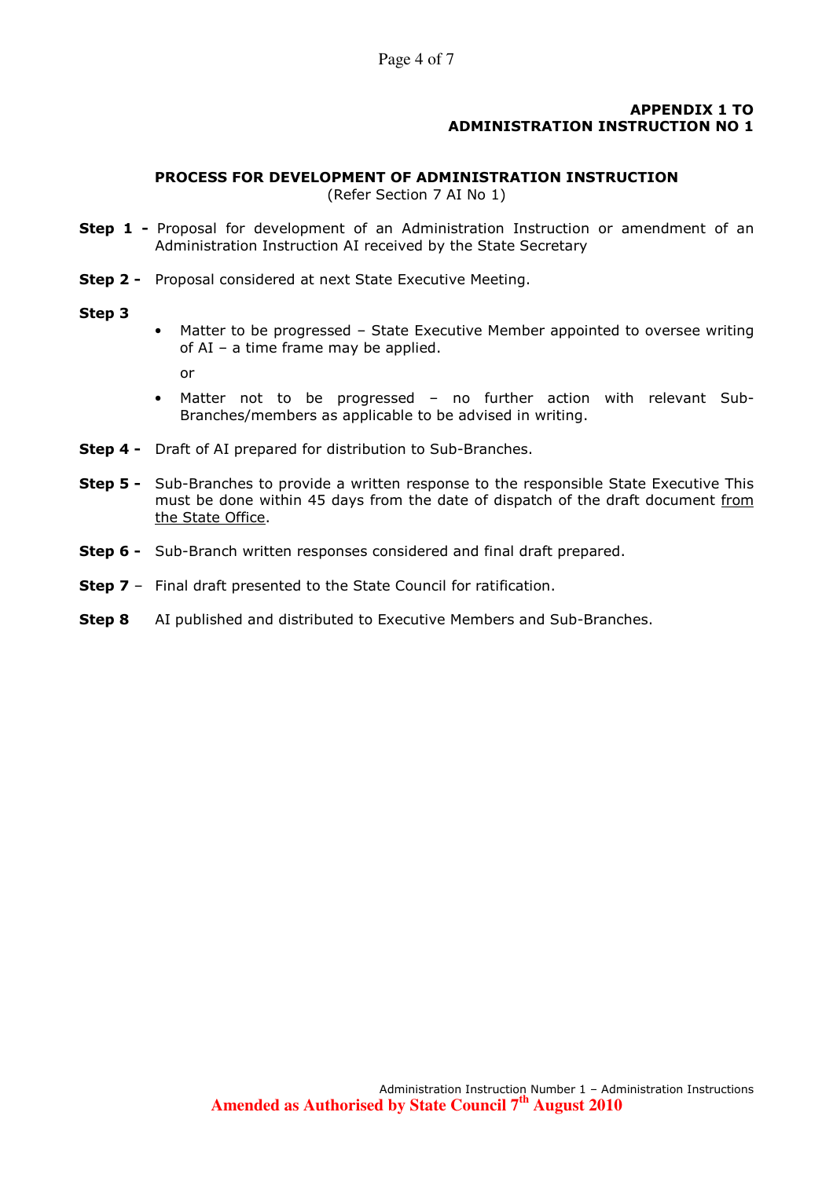**APPENDIX 1 TO**
**ADMINISTRATION INSTRUCTION NO 1**

**PROCESS FOR DEVELOPMENT OF ADMINISTRATION INSTRUCTION**
(Refer Section 7 AI No 1)

**Step 1 -** Proposal for development of an Administration Instruction or amendment of an Administration Instruction AI received by the State Secretary

**Step 2 -** Proposal considered at next State Executive Meeting.

**Step 3**

- Matter to be progressed – State Executive Member appointed to oversee writing of AI – a time frame may be applied.

  or

- Matter not to be progressed – no further action with relevant Sub-Branches/members as applicable to be advised in writing.

**Step 4 -** Draft of AI prepared for distribution to Sub-Branches.

**Step 5 -** Sub-Branches to provide a written response to the responsible State Executive This must be done within 45 days from the date of dispatch of the draft document <u>from the State Office</u>.

**Step 6 -** Sub-Branch written responses considered and final draft prepared.

**Step 7** – Final draft presented to the State Council for ratification.

**Step 8** AI published and distributed to Executive Members and Sub-Branches.

Administration Instruction Number 1 – Administration Instructions
**Amended as Authorised by State Council 7th August 2010**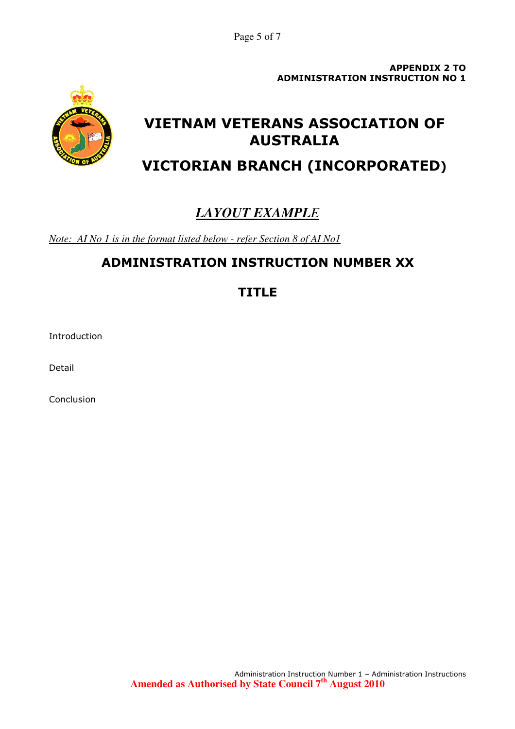**APPENDIX 2 TO**
**ADMINISTRATION INSTRUCTION NO 1**

# VIETNAM VETERANS ASSOCIATION OF AUSTRALIA

# VICTORIAN BRANCH (INCORPORATED)

## ***LAYOUT EXAMPLE***

*Note: AI No 1 is in the format listed below - refer Section 8 of AI No1*

## ADMINISTRATION INSTRUCTION NUMBER XX

## TITLE

Introduction

Detail

Conclusion

Administration Instruction Number 1 – Administration Instructions

**Amended as Authorised by State Council 7th August 2010**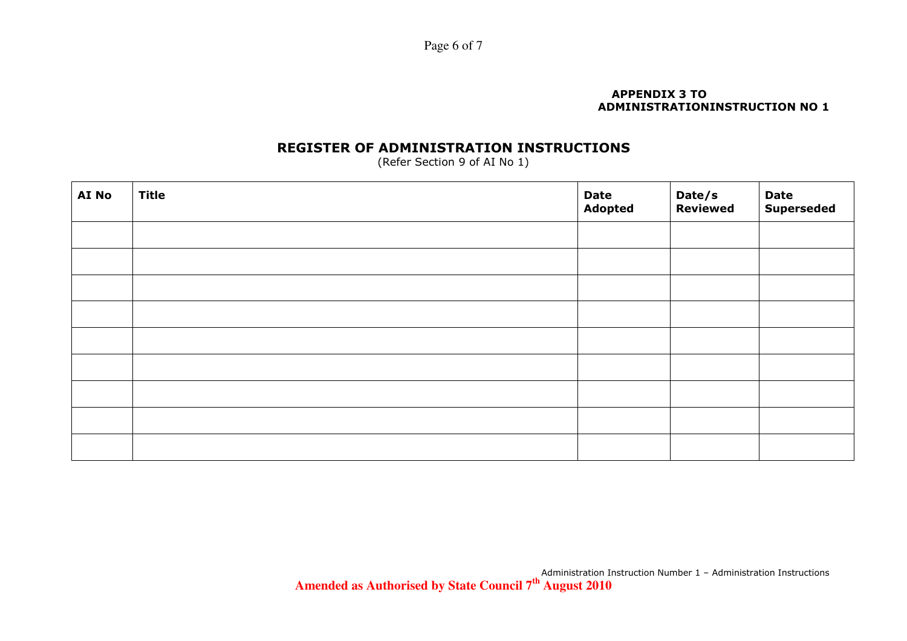**APPENDIX 3 TO
ADMINISTRATIONINSTRUCTION NO 1**

## REGISTER OF ADMINISTRATION INSTRUCTIONS

(Refer Section 9 of AI No 1)

| AI No | Title | Date Adopted | Date/s Reviewed | Date Superseded |
|---|---|---|---|---|
| | | | | |
| | | | | |
| | | | | |
| | | | | |
| | | | | |
| | | | | |
| | | | | |
| | | | | |
| | | | | |

Administration Instruction Number 1 – Administration Instructions

**Amended as Authorised by State Council 7th August 2010**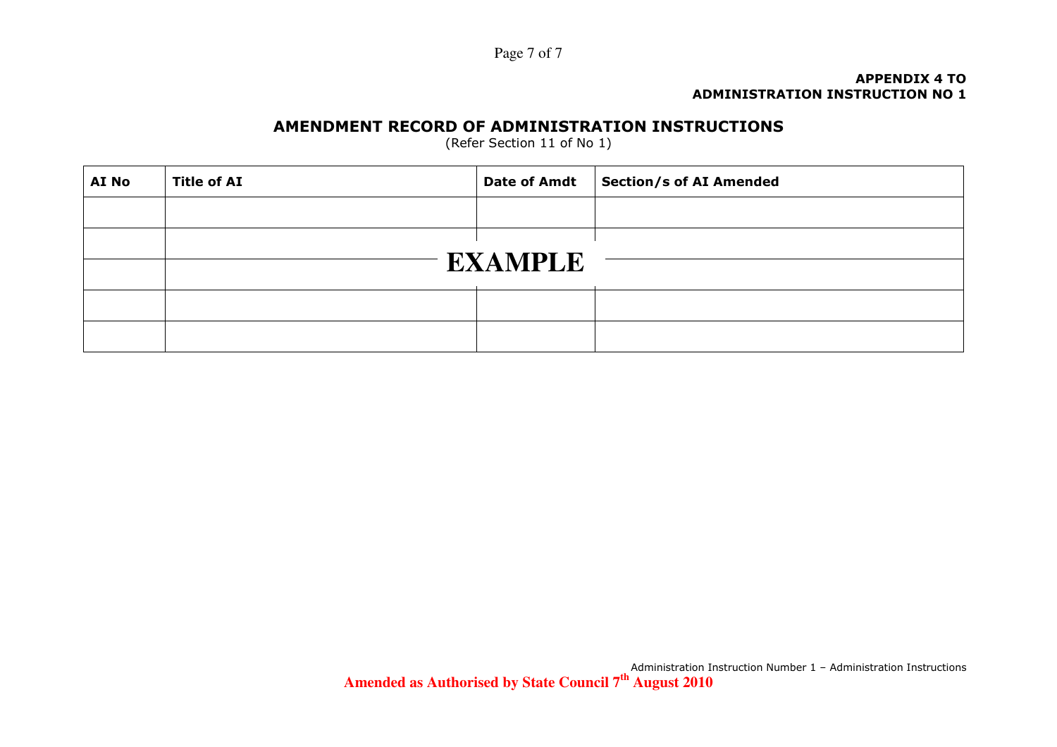**APPENDIX 4 TO**
**ADMINISTRATION INSTRUCTION NO 1**

## AMENDMENT RECORD OF ADMINISTRATION INSTRUCTIONS

(Refer Section 11 of No 1)

| AI No | Title of AI | Date of Amdt | Section/s of AI Amended |
|---|---|---|---|
| | | | |
| | | | |
| | EXAMPLE | | |
| | | | |
| | | | |

Administration Instruction Number 1 – Administration Instructions

**Amended as Authorised by State Council 7th August 2010**